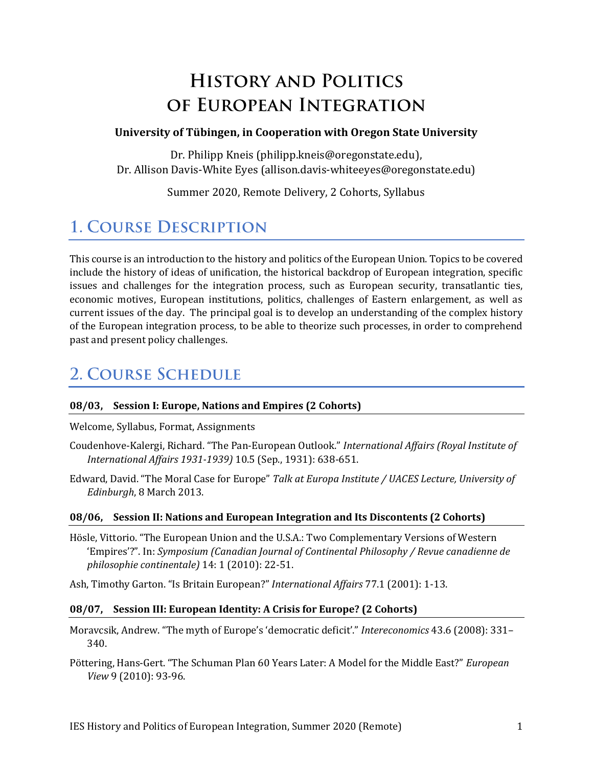# History and Politics of European Integration

**University of Tübingen, in Cooperation with Oregon State University**

Dr. Philipp Kneis (philipp.kneis@oregonstate.edu),
Dr. Allison Davis-White Eyes (allison.davis-whiteeyes@oregonstate.edu)

Summer 2020, Remote Delivery, 2 Cohorts, Syllabus

## 1. Course Description

This course is an introduction to the history and politics of the European Union. Topics to be covered include the history of ideas of unification, the historical backdrop of European integration, specific issues and challenges for the integration process, such as European security, transatlantic ties, economic motives, European institutions, politics, challenges of Eastern enlargement, as well as current issues of the day. The principal goal is to develop an understanding of the complex history of the European integration process, to be able to theorize such processes, in order to comprehend past and present policy challenges.

## 2. Course Schedule

### 08/03, Session I: Europe, Nations and Empires (2 Cohorts)

Welcome, Syllabus, Format, Assignments

Coudenhove-Kalergi, Richard. "The Pan-European Outlook." *International Affairs (Royal Institute of International Affairs 1931-1939)* 10.5 (Sep., 1931): 638-651.

Edward, David. "The Moral Case for Europe" *Talk at Europa Institute / UACES Lecture, University of Edinburgh*, 8 March 2013.

### 08/06, Session II: Nations and European Integration and Its Discontents (2 Cohorts)

Hösle, Vittorio. "The European Union and the U.S.A.: Two Complementary Versions of Western 'Empires'?". In: *Symposium (Canadian Journal of Continental Philosophy / Revue canadienne de philosophie continentale)* 14: 1 (2010): 22-51.

Ash, Timothy Garton. "Is Britain European?" *International Affairs* 77.1 (2001): 1-13.

### 08/07, Session III: European Identity: A Crisis for Europe? (2 Cohorts)

Moravcsik, Andrew. "The myth of Europe's 'democratic deficit'." *Intereconomics* 43.6 (2008): 331–340.

Pöttering, Hans-Gert. "The Schuman Plan 60 Years Later: A Model for the Middle East?" *European View* 9 (2010): 93-96.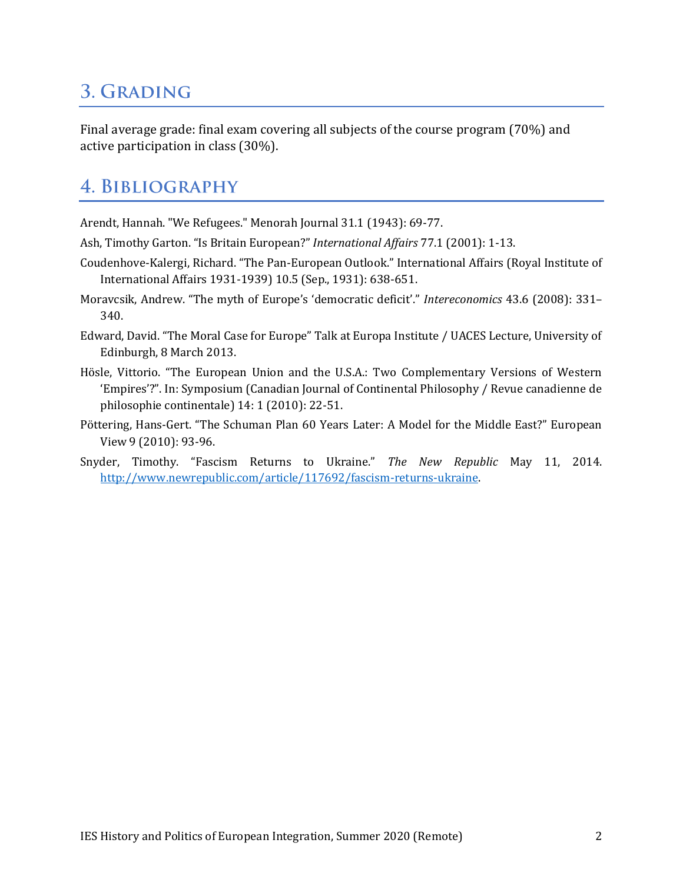## 3. Grading

Final average grade: final exam covering all subjects of the course program (70%) and active participation in class (30%).

## 4. Bibliography

Arendt, Hannah. "We Refugees." Menorah Journal 31.1 (1943): 69-77.

Ash, Timothy Garton. "Is Britain European?" *International Affairs* 77.1 (2001): 1-13.

Coudenhove-Kalergi, Richard. "The Pan-European Outlook." International Affairs (Royal Institute of International Affairs 1931-1939) 10.5 (Sep., 1931): 638-651.

Moravcsik, Andrew. "The myth of Europe's 'democratic deficit'." *Intereconomics* 43.6 (2008): 331–340.

Edward, David. "The Moral Case for Europe" Talk at Europa Institute / UACES Lecture, University of Edinburgh, 8 March 2013.

Hösle, Vittorio. "The European Union and the U.S.A.: Two Complementary Versions of Western 'Empires'?". In: Symposium (Canadian Journal of Continental Philosophy / Revue canadienne de philosophie continentale) 14: 1 (2010): 22-51.

Pöttering, Hans-Gert. "The Schuman Plan 60 Years Later: A Model for the Middle East?" European View 9 (2010): 93-96.

Snyder, Timothy. "Fascism Returns to Ukraine." *The New Republic* May 11, 2014. http://www.newrepublic.com/article/117692/fascism-returns-ukraine.